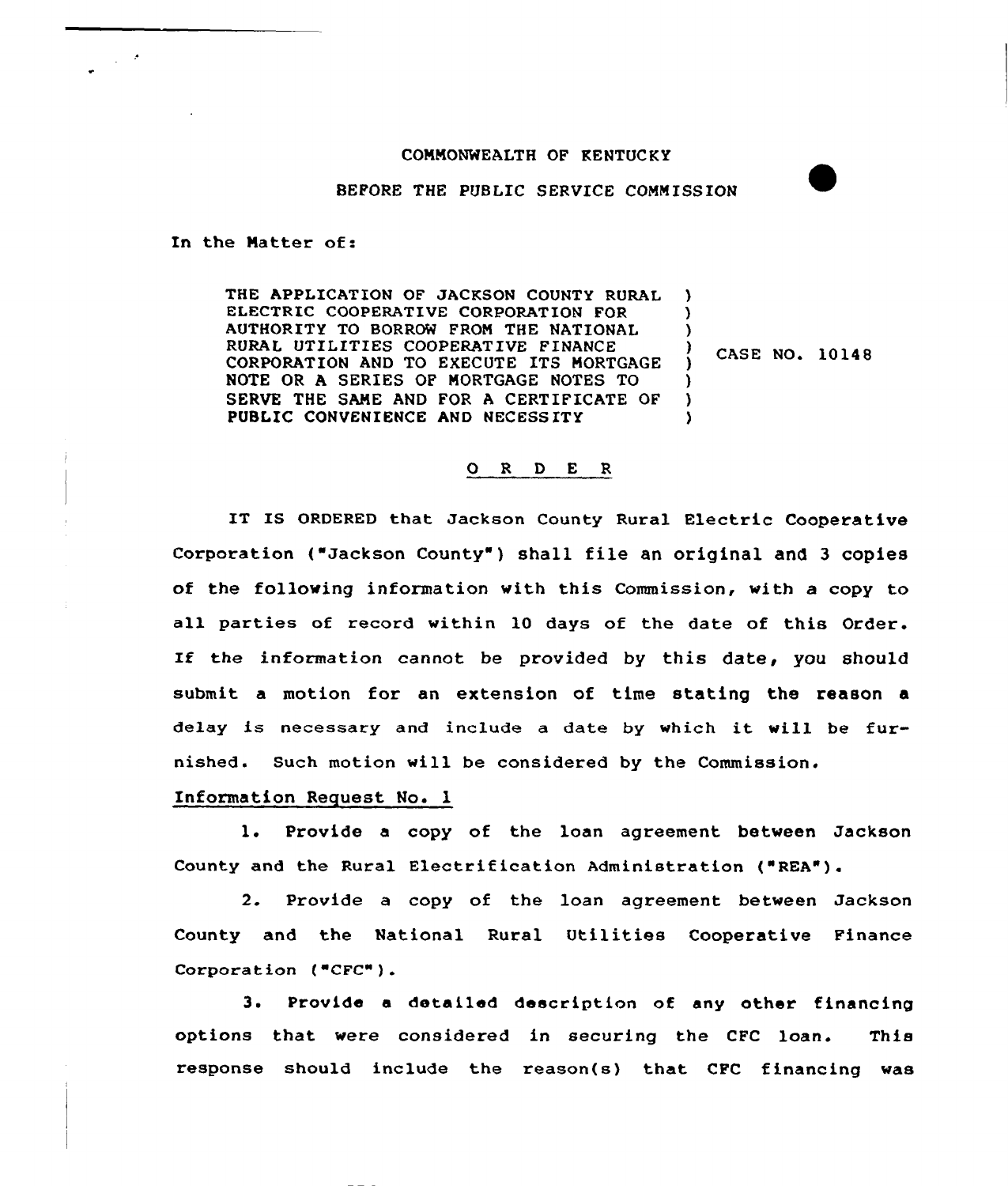COMMONWEALTH OF KENTUCKY

BEFORE THE PUBLIC SERVICE COMMISSION

In the Matter of:

| | | |
|---|---|---|
| THE APPLICATION OF JACKSON COUNTY RURAL ELECTRIC COOPERATIVE CORPORATION FOR AUTHORITY TO BORROW FROM THE NATIONAL RURAL UTILITIES COOPERATIVE FINANCE CORPORATION AND TO EXECUTE ITS MORTGAGE NOTE OR A SERIES OF MORTGAGE NOTES TO SERVE THE SAME AND FOR A CERTIFICATE OF PUBLIC CONVENIENCE AND NECESSITY | ) | CASE NO. 10148 |

## O R D E R

IT IS ORDERED that Jackson County Rural Electric Cooperative Corporation ("Jackson County") shall file an original and 3 copies of the following information with this Commission, with a copy to all parties of record within 10 days of the date of this Order. If the information cannot be provided by this date, you should submit a motion for an extension of time stating the reason a delay is necessary and include a date by which it will be furnished. Such motion will be considered by the Commission.

Information Request No. 1

1. Provide a copy of the loan agreement between Jackson County and the Rural Electrification Administration ("REA").

2. Provide a copy of the loan agreement between Jackson County and the National Rural Utilities Cooperative Finance Corporation ("CFC").

3. Provide a detailed description of any other financing options that were considered in securing the CFC loan. This response should include the reason(s) that CFC financing was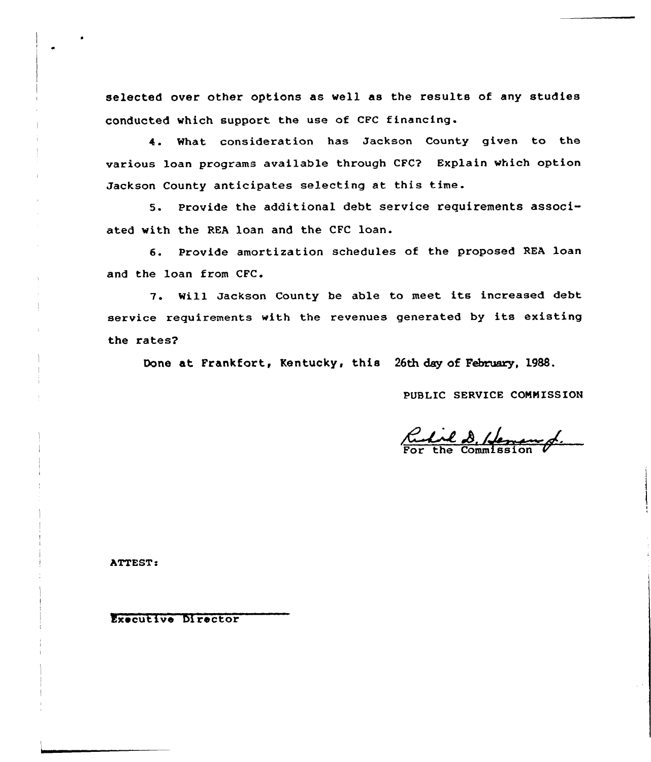selected over other options as well as the results of any studies conducted which support the use of CFC financing.

4. What consideration has Jackson County given to the various loan programs available through CFC? Explain which option Jackson County anticipates selecting at this time.

5. Provide the additional debt service requirements associated with the REA loan and the CFC loan.

6. Provide amortization schedules of the proposed REA loan and the loan from CFC.

7. Will Jackson County be able to meet its increased debt service requirements with the revenues generated by its existing the rates?

Done at Frankfort, Kentucky, this 26th day of February, 1988.

PUBLIC SERVICE COMMISSION

For the Commission

ATTEST:

Executive Director